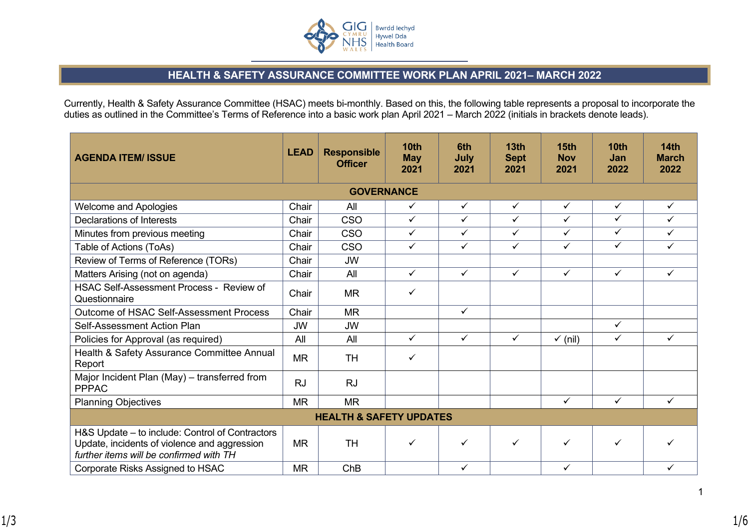# HEALTH & SAFETY ASSURANCE COMMITTEE WORK PLAN APRIL 2021– MARCH 2022

Currently, Health & Safety Assurance Committee (HSAC) meets bi-monthly. Based on this, the following table represents a proposal to incorporate the duties as outlined in the Committee's Terms of Reference into a basic work plan April 2021 – March 2022 (initials in brackets denote leads).

| AGENDA ITEM/ ISSUE | LEAD | Responsible Officer | 10th May 2021 | 6th July 2021 | 13th Sept 2021 | 15th Nov 2021 | 10th Jan 2022 | 14th March 2022 |
|---|---|---|---|---|---|---|---|---|
| **GOVERNANCE** | | | | | | | | |
| Welcome and Apologies | Chair | All | ✓ | ✓ | ✓ | ✓ | ✓ | ✓ |
| Declarations of Interests | Chair | CSO | ✓ | ✓ | ✓ | ✓ | ✓ | ✓ |
| Minutes from previous meeting | Chair | CSO | ✓ | ✓ | ✓ | ✓ | ✓ | ✓ |
| Table of Actions (ToAs) | Chair | CSO | ✓ | ✓ | ✓ | ✓ | ✓ | ✓ |
| Review of Terms of Reference (TORs) | Chair | JW | | | | | | |
| Matters Arising (not on agenda) | Chair | All | ✓ | ✓ | ✓ | ✓ | ✓ | ✓ |
| HSAC Self-Assessment Process - Review of Questionnaire | Chair | MR | ✓ | | | | | |
| Outcome of HSAC Self-Assessment Process | Chair | MR | | ✓ | | | | |
| Self-Assessment Action Plan | JW | JW | | | | | ✓ | |
| Policies for Approval (as required) | All | All | ✓ | ✓ | ✓ | ✓ (nil) | ✓ | ✓ |
| Health & Safety Assurance Committee Annual Report | MR | TH | ✓ | | | | | |
| Major Incident Plan (May) – transferred from PPPAC | RJ | RJ | | | | | | |
| Planning Objectives | MR | MR | | | | ✓ | ✓ | ✓ |
| **HEALTH & SAFETY UPDATES** | | | | | | | | |
| H&S Update – to include: Control of Contractors Update, incidents of violence and aggression *further items will be confirmed with TH* | MR | TH | ✓ | ✓ | ✓ | ✓ | ✓ | ✓ |
| Corporate Risks Assigned to HSAC | MR | ChB | | ✓ | | ✓ | | ✓ |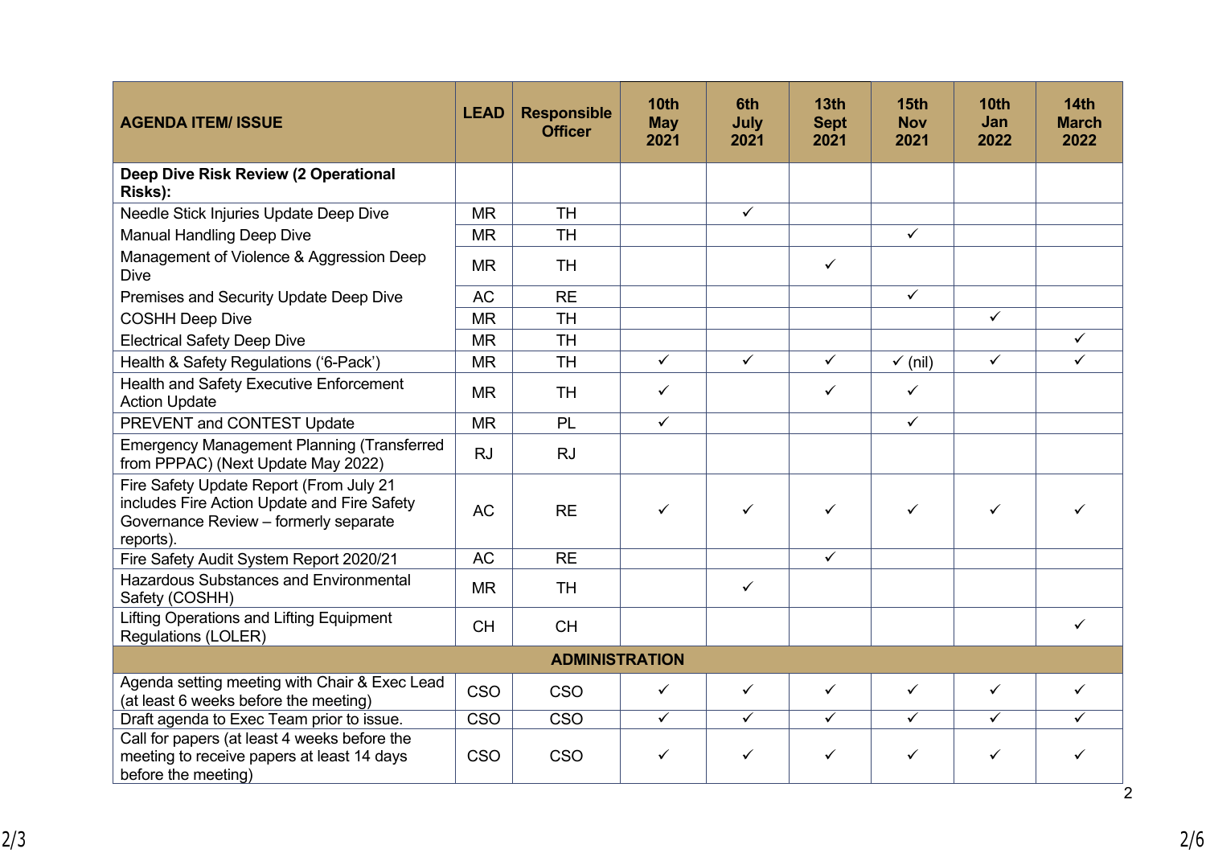| AGENDA ITEM/ ISSUE | LEAD | Responsible Officer | 10th May 2021 | 6th July 2021 | 13th Sept 2021 | 15th Nov 2021 | 10th Jan 2022 | 14th March 2022 |
|---|---|---|---|---|---|---|---|---|
| **Deep Dive Risk Review (2 Operational Risks):** | | | | | | | | |
| Needle Stick Injuries Update Deep Dive | MR | TH | | ✓ | | | | |
| Manual Handling Deep Dive | MR | TH | | | | ✓ | | |
| Management of Violence & Aggression Deep Dive | MR | TH | | | ✓ | | | |
| Premises and Security Update Deep Dive | AC | RE | | | | ✓ | | |
| COSHH Deep Dive | MR | TH | | | | | ✓ | |
| Electrical Safety Deep Dive | MR | TH | | | | | | ✓ |
| Health & Safety Regulations ('6-Pack') | MR | TH | ✓ | ✓ | ✓ | ✓ (nil) | ✓ | ✓ |
| Health and Safety Executive Enforcement Action Update | MR | TH | ✓ | | ✓ | ✓ | | |
| PREVENT and CONTEST Update | MR | PL | ✓ | | | ✓ | | |
| Emergency Management Planning (Transferred from PPPAC) (Next Update May 2022) | RJ | RJ | | | | | | |
| Fire Safety Update Report (From July 21 includes Fire Action Update and Fire Safety Governance Review – formerly separate reports). | AC | RE | ✓ | ✓ | ✓ | ✓ | ✓ | ✓ |
| Fire Safety Audit System Report 2020/21 | AC | RE | | | ✓ | | | |
| Hazardous Substances and Environmental Safety (COSHH) | MR | TH | | ✓ | | | | |
| Lifting Operations and Lifting Equipment Regulations (LOLER) | CH | CH | | | | | | ✓ |
| **ADMINISTRATION** | | | | | | | | |
| Agenda setting meeting with Chair & Exec Lead (at least 6 weeks before the meeting) | CSO | CSO | ✓ | ✓ | ✓ | ✓ | ✓ | ✓ |
| Draft agenda to Exec Team prior to issue. | CSO | CSO | ✓ | ✓ | ✓ | ✓ | ✓ | ✓ |
| Call for papers (at least 4 weeks before the meeting to receive papers at least 14 days before the meeting) | CSO | CSO | ✓ | ✓ | ✓ | ✓ | ✓ | ✓ |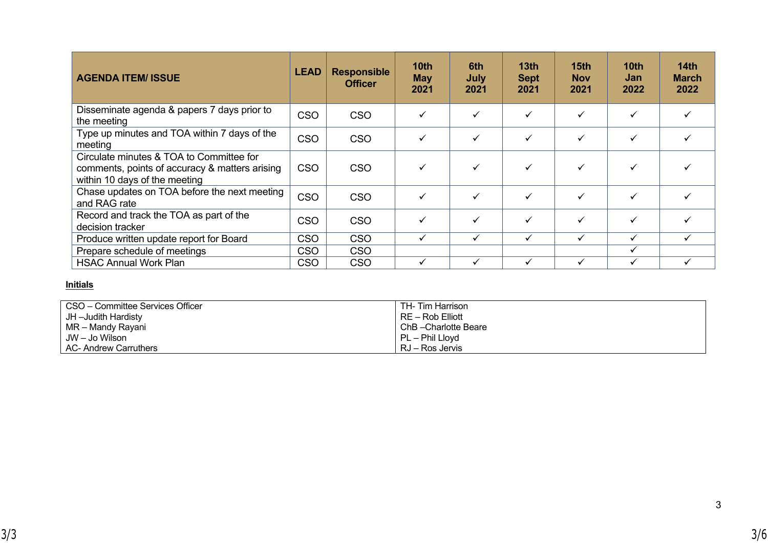| AGENDA ITEM/ ISSUE | LEAD | Responsible Officer | 10th May 2021 | 6th July 2021 | 13th Sept 2021 | 15th Nov 2021 | 10th Jan 2022 | 14th March 2022 |
|---|---|---|---|---|---|---|---|---|
| Disseminate agenda & papers 7 days prior to the meeting | CSO | CSO | ✓ | ✓ | ✓ | ✓ | ✓ | ✓ |
| Type up minutes and TOA within 7 days of the meeting | CSO | CSO | ✓ | ✓ | ✓ | ✓ | ✓ | ✓ |
| Circulate minutes & TOA to Committee for comments, points of accuracy & matters arising within 10 days of the meeting | CSO | CSO | ✓ | ✓ | ✓ | ✓ | ✓ | ✓ |
| Chase updates on TOA before the next meeting and RAG rate | CSO | CSO | ✓ | ✓ | ✓ | ✓ | ✓ | ✓ |
| Record and track the TOA as part of the decision tracker | CSO | CSO | ✓ | ✓ | ✓ | ✓ | ✓ | ✓ |
| Produce written update report for Board | CSO | CSO | ✓ | ✓ | ✓ | ✓ | ✓ | ✓ |
| Prepare schedule of meetings | CSO | CSO | | | | | ✓ | |
| HSAC Annual Work Plan | CSO | CSO | ✓ | ✓ | ✓ | ✓ | ✓ | ✓ |

**Initials**

| | |
|---|---|
| CSO – Committee Services Officer | TH- Tim Harrison |
| JH –Judith Hardisty | RE – Rob Elliott |
| MR – Mandy Rayani | ChB –Charlotte Beare |
| JW – Jo Wilson | PL – Phil Lloyd |
| AC- Andrew Carruthers | RJ – Ros Jervis |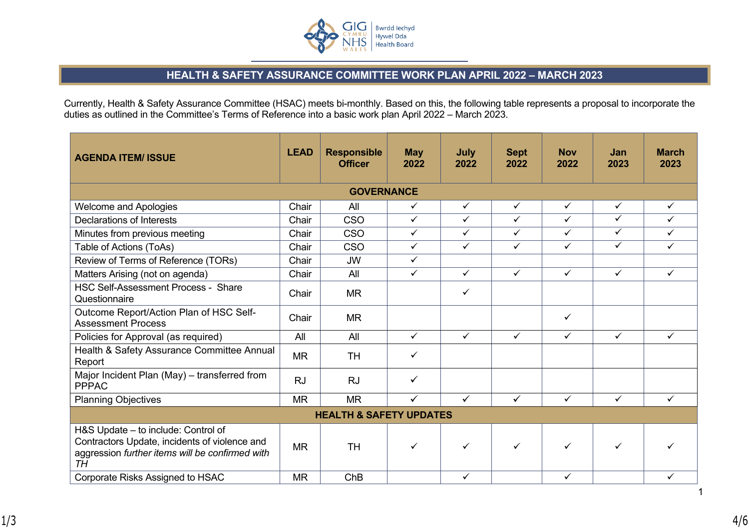# HEALTH & SAFETY ASSURANCE COMMITTEE WORK PLAN APRIL 2022 – MARCH 2023

Currently, Health & Safety Assurance Committee (HSAC) meets bi-monthly. Based on this, the following table represents a proposal to incorporate the duties as outlined in the Committee's Terms of Reference into a basic work plan April 2022 – March 2023.

| AGENDA ITEM/ ISSUE | LEAD | Responsible Officer | May 2022 | July 2022 | Sept 2022 | Nov 2022 | Jan 2023 | March 2023 |
|---|---|---|---|---|---|---|---|---|
| **GOVERNANCE** | | | | | | | | |
| Welcome and Apologies | Chair | All | ✓ | ✓ | ✓ | ✓ | ✓ | ✓ |
| Declarations of Interests | Chair | CSO | ✓ | ✓ | ✓ | ✓ | ✓ | ✓ |
| Minutes from previous meeting | Chair | CSO | ✓ | ✓ | ✓ | ✓ | ✓ | ✓ |
| Table of Actions (ToAs) | Chair | CSO | ✓ | ✓ | ✓ | ✓ | ✓ | ✓ |
| Review of Terms of Reference (TORs) | Chair | JW | ✓ | | | | | |
| Matters Arising (not on agenda) | Chair | All | ✓ | ✓ | ✓ | ✓ | ✓ | ✓ |
| HSC Self-Assessment Process - Share Questionnaire | Chair | MR | | ✓ | | | | |
| Outcome Report/Action Plan of HSC Self-Assessment Process | Chair | MR | | | | ✓ | | |
| Policies for Approval (as required) | All | All | ✓ | ✓ | ✓ | ✓ | ✓ | ✓ |
| Health & Safety Assurance Committee Annual Report | MR | TH | ✓ | | | | | |
| Major Incident Plan (May) – transferred from PPPAC | RJ | RJ | ✓ | | | | | |
| Planning Objectives | MR | MR | ✓ | ✓ | ✓ | ✓ | ✓ | ✓ |
| **HEALTH & SAFETY UPDATES** | | | | | | | | |
| H&S Update – to include: Control of Contractors Update, incidents of violence and aggression *further items will be confirmed with TH* | MR | TH | ✓ | ✓ | ✓ | ✓ | ✓ | ✓ |
| Corporate Risks Assigned to HSAC | MR | ChB | | ✓ | | ✓ | | ✓ |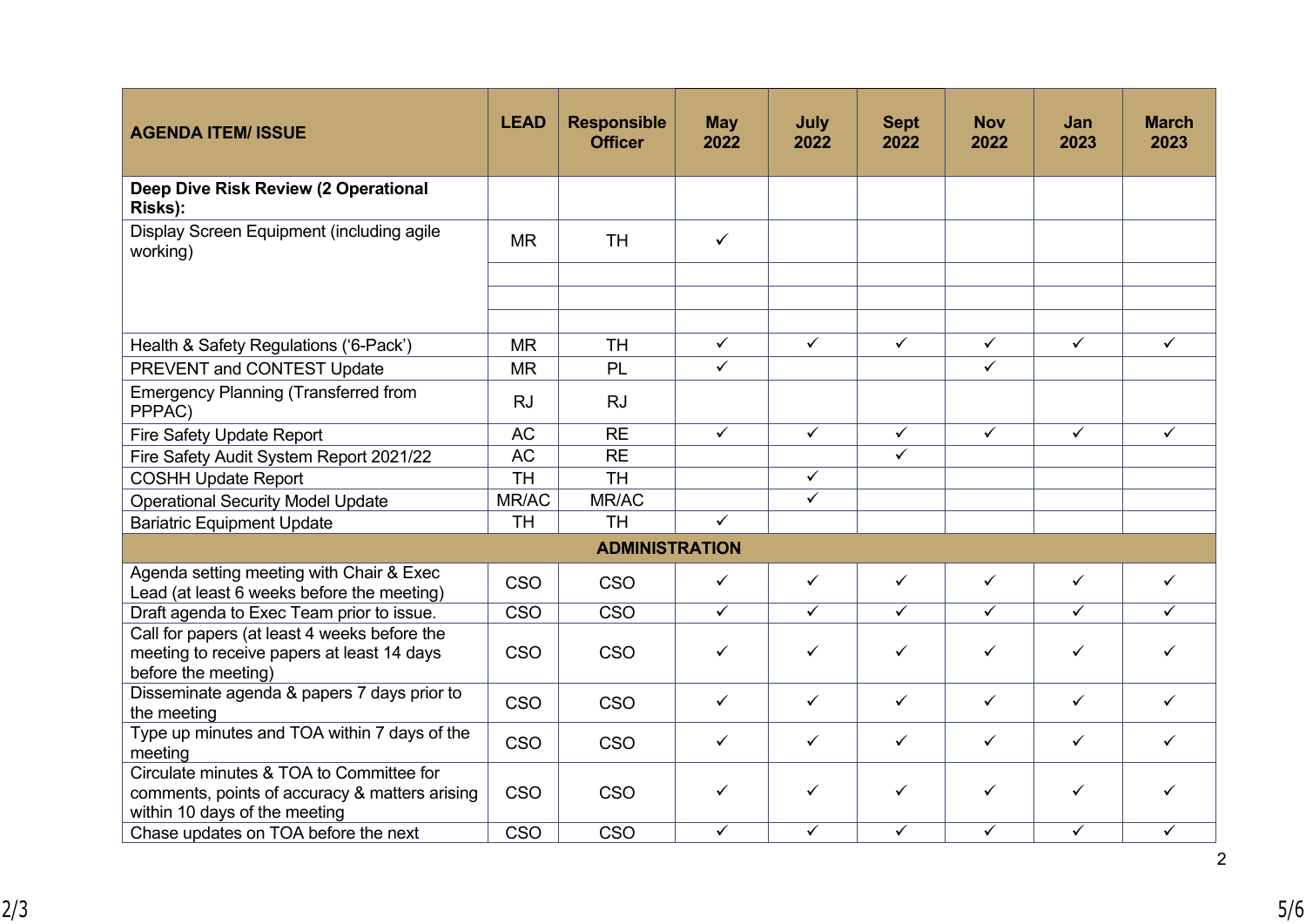| AGENDA ITEM/ ISSUE | LEAD | Responsible Officer | May 2022 | July 2022 | Sept 2022 | Nov 2022 | Jan 2023 | March 2023 |
|---|---|---|---|---|---|---|---|---|
| **Deep Dive Risk Review (2 Operational Risks):** | | | | | | | | |
| Display Screen Equipment (including agile working) | MR | TH | ✓ | | | | | |
| | | | | | | | | |
| | | | | | | | | |
| | | | | | | | | |
| Health & Safety Regulations ('6-Pack') | MR | TH | ✓ | ✓ | ✓ | ✓ | ✓ | ✓ |
| PREVENT and CONTEST Update | MR | PL | ✓ | | | ✓ | | |
| Emergency Planning (Transferred from PPPAC) | RJ | RJ | | | | | | |
| Fire Safety Update Report | AC | RE | ✓ | ✓ | ✓ | ✓ | ✓ | ✓ |
| Fire Safety Audit System Report 2021/22 | AC | RE | | | ✓ | | | |
| COSHH Update Report | TH | TH | | ✓ | | | | |
| Operational Security Model Update | MR/AC | MR/AC | | ✓ | | | | |
| Bariatric Equipment Update | TH | TH | ✓ | | | | | |
| **ADMINISTRATION** | | | | | | | | |
| Agenda setting meeting with Chair & Exec Lead (at least 6 weeks before the meeting) | CSO | CSO | ✓ | ✓ | ✓ | ✓ | ✓ | ✓ |
| Draft agenda to Exec Team prior to issue. | CSO | CSO | ✓ | ✓ | ✓ | ✓ | ✓ | ✓ |
| Call for papers (at least 4 weeks before the meeting to receive papers at least 14 days before the meeting) | CSO | CSO | ✓ | ✓ | ✓ | ✓ | ✓ | ✓ |
| Disseminate agenda & papers 7 days prior to the meeting | CSO | CSO | ✓ | ✓ | ✓ | ✓ | ✓ | ✓ |
| Type up minutes and TOA within 7 days of the meeting | CSO | CSO | ✓ | ✓ | ✓ | ✓ | ✓ | ✓ |
| Circulate minutes & TOA to Committee for comments, points of accuracy & matters arising within 10 days of the meeting | CSO | CSO | ✓ | ✓ | ✓ | ✓ | ✓ | ✓ |
| Chase updates on TOA before the next | CSO | CSO | ✓ | ✓ | ✓ | ✓ | ✓ | ✓ |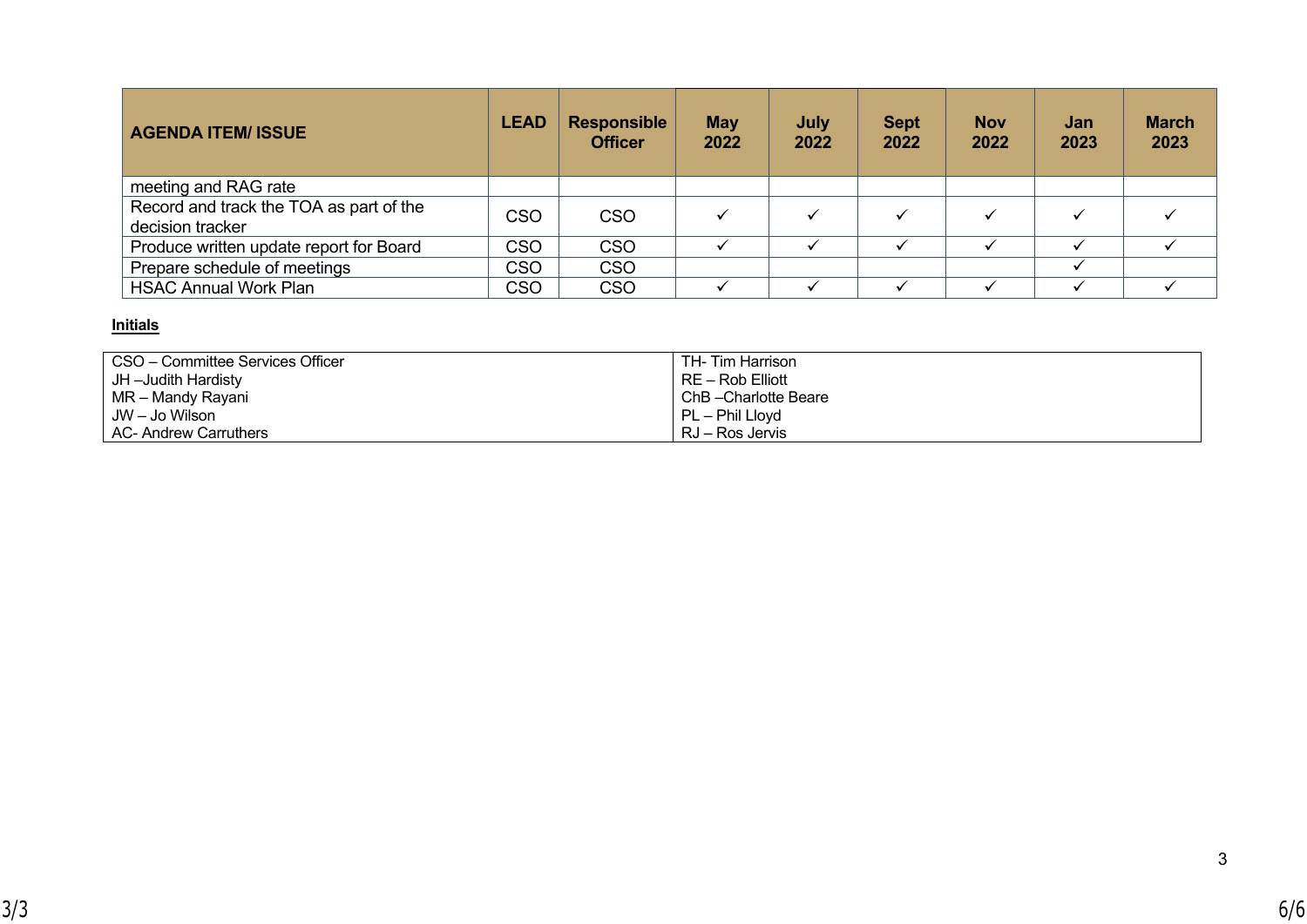| AGENDA ITEM/ ISSUE | LEAD | Responsible Officer | May 2022 | July 2022 | Sept 2022 | Nov 2022 | Jan 2023 | March 2023 |
|---|---|---|---|---|---|---|---|---|
| meeting and RAG rate | | | | | | | | |
| Record and track the TOA as part of the decision tracker | CSO | CSO | ✓ | ✓ | ✓ | ✓ | ✓ | ✓ |
| Produce written update report for Board | CSO | CSO | ✓ | ✓ | ✓ | ✓ | ✓ | ✓ |
| Prepare schedule of meetings | CSO | CSO | | | | | ✓ | |
| HSAC Annual Work Plan | CSO | CSO | ✓ | ✓ | ✓ | ✓ | ✓ | ✓ |

**Initials**

| | |
|---|---|
| CSO – Committee Services Officer | TH- Tim Harrison |
| JH –Judith Hardisty | RE – Rob Elliott |
| MR – Mandy Rayani | ChB –Charlotte Beare |
| JW – Jo Wilson | PL – Phil Lloyd |
| AC- Andrew Carruthers | RJ – Ros Jervis |